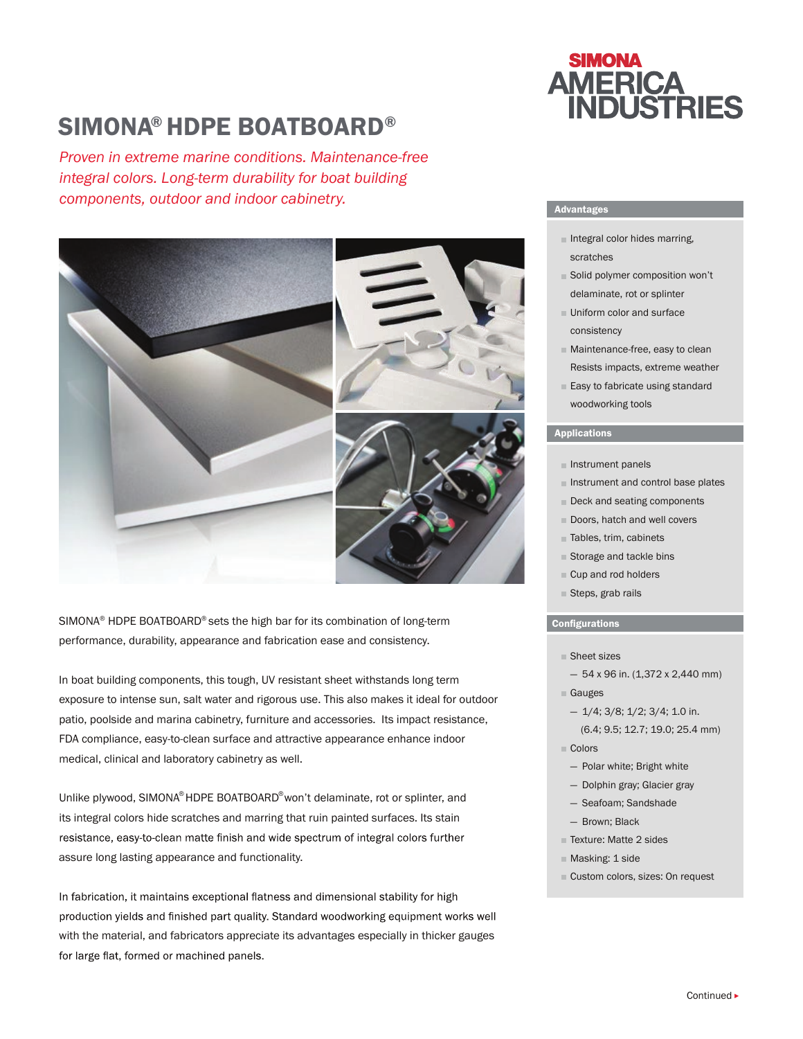SIMONA AMERICA INDUSTRIES

# SIMONA® HDPE BOATBOARD®

*Proven in extreme marine conditions. Maintenance-free integral colors. Long-term durability for boat building components, outdoor and indoor cabinetry.*

SIMONA® HDPE BOATBOARD® sets the high bar for its combination of long-term performance, durability, appearance and fabrication ease and consistency.

In boat building components, this tough, UV resistant sheet withstands long term exposure to intense sun, salt water and rigorous use. This also makes it ideal for outdoor patio, poolside and marina cabinetry, furniture and accessories. Its impact resistance, FDA compliance, easy-to-clean surface and attractive appearance enhance indoor medical, clinical and laboratory cabinetry as well.

Unlike plywood, SIMONA® HDPE BOATBOARD® won't delaminate, rot or splinter, and its integral colors hide scratches and marring that ruin painted surfaces. Its stain resistance, easy-to-clean matte finish and wide spectrum of integral colors further assure long lasting appearance and functionality.

In fabrication, it maintains exceptional flatness and dimensional stability for high production yields and finished part quality. Standard woodworking equipment works well with the material, and fabricators appreciate its advantages especially in thicker gauges for large flat, formed or machined panels.

## Advantages

- Integral color hides marring, scratches
- Solid polymer composition won't delaminate, rot or splinter
- Uniform color and surface consistency
- Maintenance-free, easy to clean Resists impacts, extreme weather
- Easy to fabricate using standard woodworking tools

## Applications

- Instrument panels
- Instrument and control base plates
- Deck and seating components
- Doors, hatch and well covers
- Tables, trim, cabinets
- Storage and tackle bins
- Cup and rod holders
- Steps, grab rails

## Configurations

- Sheet sizes
  - 54 x 96 in. (1,372 x 2,440 mm)
- Gauges
  - 1/4; 3/8; 1/2; 3/4; 1.0 in. (6.4; 9.5; 12.7; 19.0; 25.4 mm)
- Colors
  - Polar white; Bright white
  - Dolphin gray; Glacier gray
  - Seafoam; Sandshade
  - Brown; Black
- Texture: Matte 2 sides
- Masking: 1 side
- Custom colors, sizes: On request

Continued ▸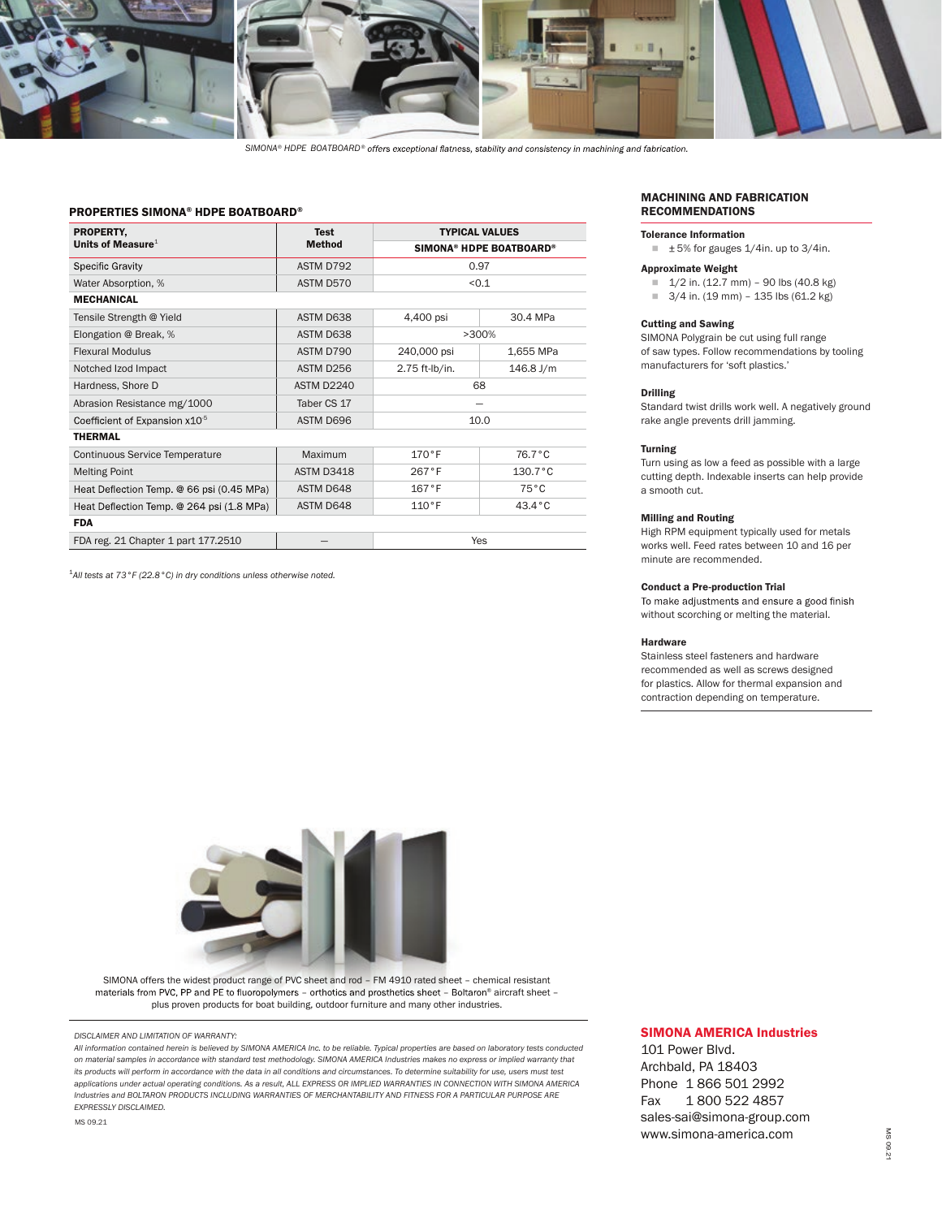SIMONA® HDPE BOATBOARD® offers exceptional flatness, stability and consistency in machining and fabrication.

## PROPERTIES SIMONA® HDPE BOATBOARD®

| PROPERTY, Units of Measure[1] | Test Method | TYPICAL VALUES | |
|---|---|---|---|
| | | SIMONA® HDPE BOATBOARD® | |
| Specific Gravity | ASTM D792 | 0.97 | |
| Water Absorption, % | ASTM D570 | <0.1 | |
| **MECHANICAL** | | | |
| Tensile Strength @ Yield | ASTM D638 | 4,400 psi | 30.4 MPa |
| Elongation @ Break, % | ASTM D638 | >300% | |
| Flexural Modulus | ASTM D790 | 240,000 psi | 1,655 MPa |
| Notched Izod Impact | ASTM D256 | 2.75 ft-lb/in. | 146.8 J/m |
| Hardness, Shore D | ASTM D2240 | 68 | |
| Abrasion Resistance mg/1000 | Taber CS 17 | – | |
| Coefficient of Expansion $x10^{5}$ | ASTM D696 | 10.0 | |
| **THERMAL** | | | |
| Continuous Service Temperature | Maximum | 170°F | 76.7°C |
| Melting Point | ASTM D3418 | 267°F | 130.7°C |
| Heat Deflection Temp. @ 66 psi (0.45 MPa) | ASTM D648 | 167°F | 75°C |
| Heat Deflection Temp. @ 264 psi (1.8 MPa) | ASTM D648 | 110°F | 43.4°C |
| **FDA** | | | |
| FDA reg. 21 Chapter 1 part 177.2510 | – | Yes | |

[1] *All tests at 73°F (22.8°C) in dry conditions unless otherwise noted.*

## MACHINING AND FABRICATION RECOMMENDATIONS

**Tolerance Information**
- ±5% for gauges 1/4in. up to 3/4in.

**Approximate Weight**
- 1/2 in. (12.7 mm) – 90 lbs (40.8 kg)
- 3/4 in. (19 mm) – 135 lbs (61.2 kg)

**Cutting and Sawing**
SIMONA Polygrain be cut using full range of saw types. Follow recommendations by tooling manufacturers for 'soft plastics.'

**Drilling**
Standard twist drills work well. A negatively ground rake angle prevents drill jamming.

**Turning**
Turn using as low a feed as possible with a large cutting depth. Indexable inserts can help provide a smooth cut.

**Milling and Routing**
High RPM equipment typically used for metals works well. Feed rates between 10 and 16 per minute are recommended.

**Conduct a Pre-production Trial**
To make adjustments and ensure a good finish without scorching or melting the material.

**Hardware**
Stainless steel fasteners and hardware recommended as well as screws designed for plastics. Allow for thermal expansion and contraction depending on temperature.

SIMONA offers the widest product range of PVC sheet and rod – FM 4910 rated sheet – chemical resistant materials from PVC, PP and PE to fluoropolymers – orthotics and prosthetics sheet – Boltaron® aircraft sheet – plus proven products for boat building, outdoor furniture and many other industries.

*DISCLAIMER AND LIMITATION OF WARRANTY:*
*All information contained herein is believed by SIMONA AMERICA Inc. to be reliable. Typical properties are based on laboratory tests conducted on material samples in accordance with standard test methodology. SIMONA AMERICA Industries makes no express or implied warranty that its products will perform in accordance with the data in all conditions and circumstances. To determine suitability for use, users must test applications under actual operating conditions. As a result, ALL EXPRESS OR IMPLIED WARRANTIES IN CONNECTION WITH SIMONA AMERICA Industries and BOLTARON PRODUCTS INCLUDING WARRANTIES OF MERCHANTABILITY AND FITNESS FOR A PARTICULAR PURPOSE ARE EXPRESSLY DISCLAIMED.*

MS 09.21

**SIMONA AMERICA Industries**
101 Power Blvd.
Archbald, PA 18403
Phone 1 866 501 2992
Fax 1 800 522 4857
sales-sai@simona-group.com
www.simona-america.com